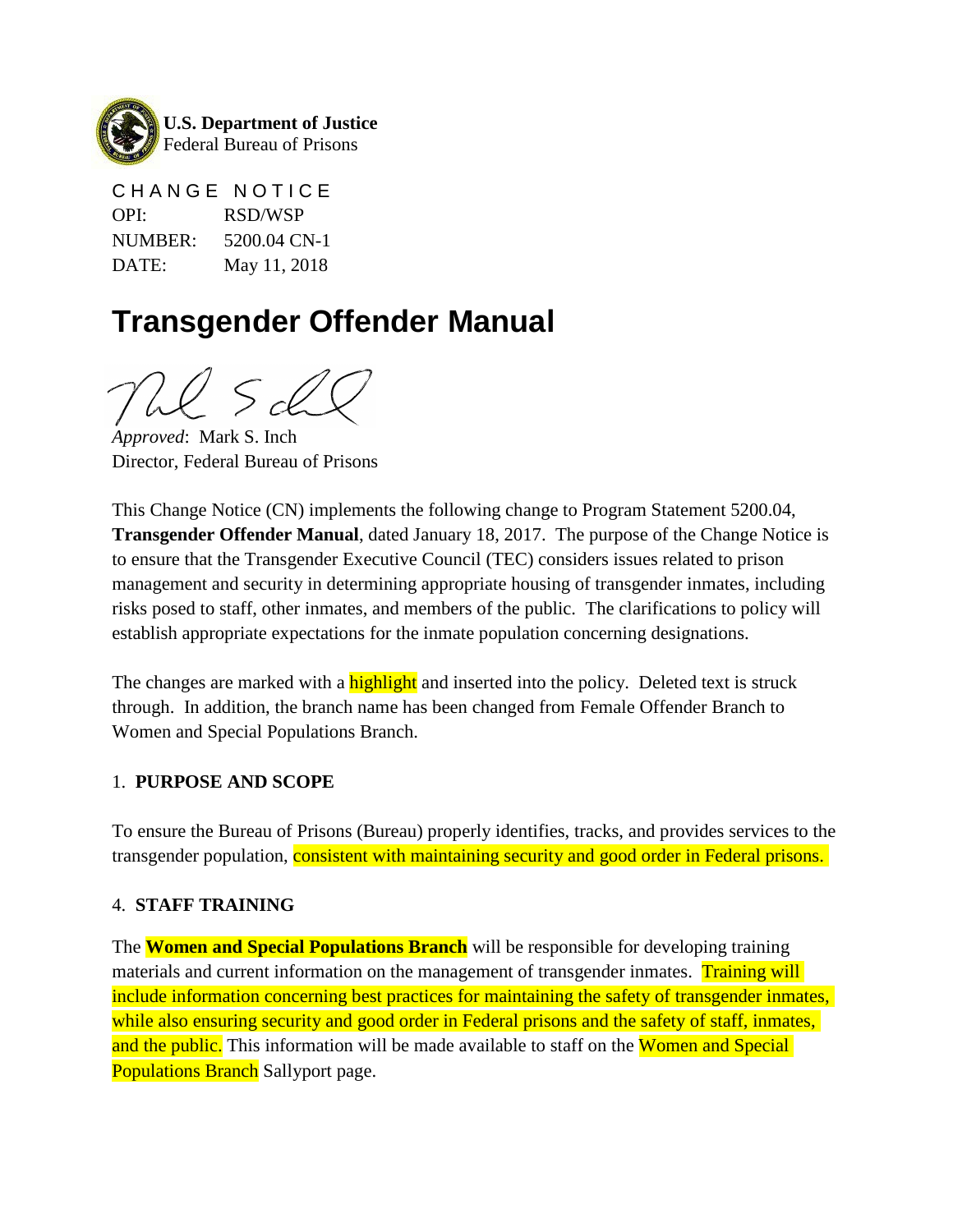**U.S. Department of Justice**
Federal Bureau of Prisons

CHANGE NOTICE

| | |
|---|---|
| OPI: | RSD/WSP |
| NUMBER: | 5200.04 CN-1 |
| DATE: | May 11, 2018 |

# Transgender Offender Manual

*Approved*: Mark S. Inch
Director, Federal Bureau of Prisons

This Change Notice (CN) implements the following change to Program Statement 5200.04, **Transgender Offender Manual**, dated January 18, 2017. The purpose of the Change Notice is to ensure that the Transgender Executive Council (TEC) considers issues related to prison management and security in determining appropriate housing of transgender inmates, including risks posed to staff, other inmates, and members of the public. The clarifications to policy will establish appropriate expectations for the inmate population concerning designations.

The changes are marked with a highlight and inserted into the policy. Deleted text is struck through. In addition, the branch name has been changed from Female Offender Branch to Women and Special Populations Branch.

1. **PURPOSE AND SCOPE**

To ensure the Bureau of Prisons (Bureau) properly identifies, tracks, and provides services to the transgender population, consistent with maintaining security and good order in Federal prisons.

4. **STAFF TRAINING**

The **Women and Special Populations Branch** will be responsible for developing training materials and current information on the management of transgender inmates. Training will include information concerning best practices for maintaining the safety of transgender inmates, while also ensuring security and good order in Federal prisons and the safety of staff, inmates, and the public. This information will be made available to staff on the Women and Special Populations Branch Sallyport page.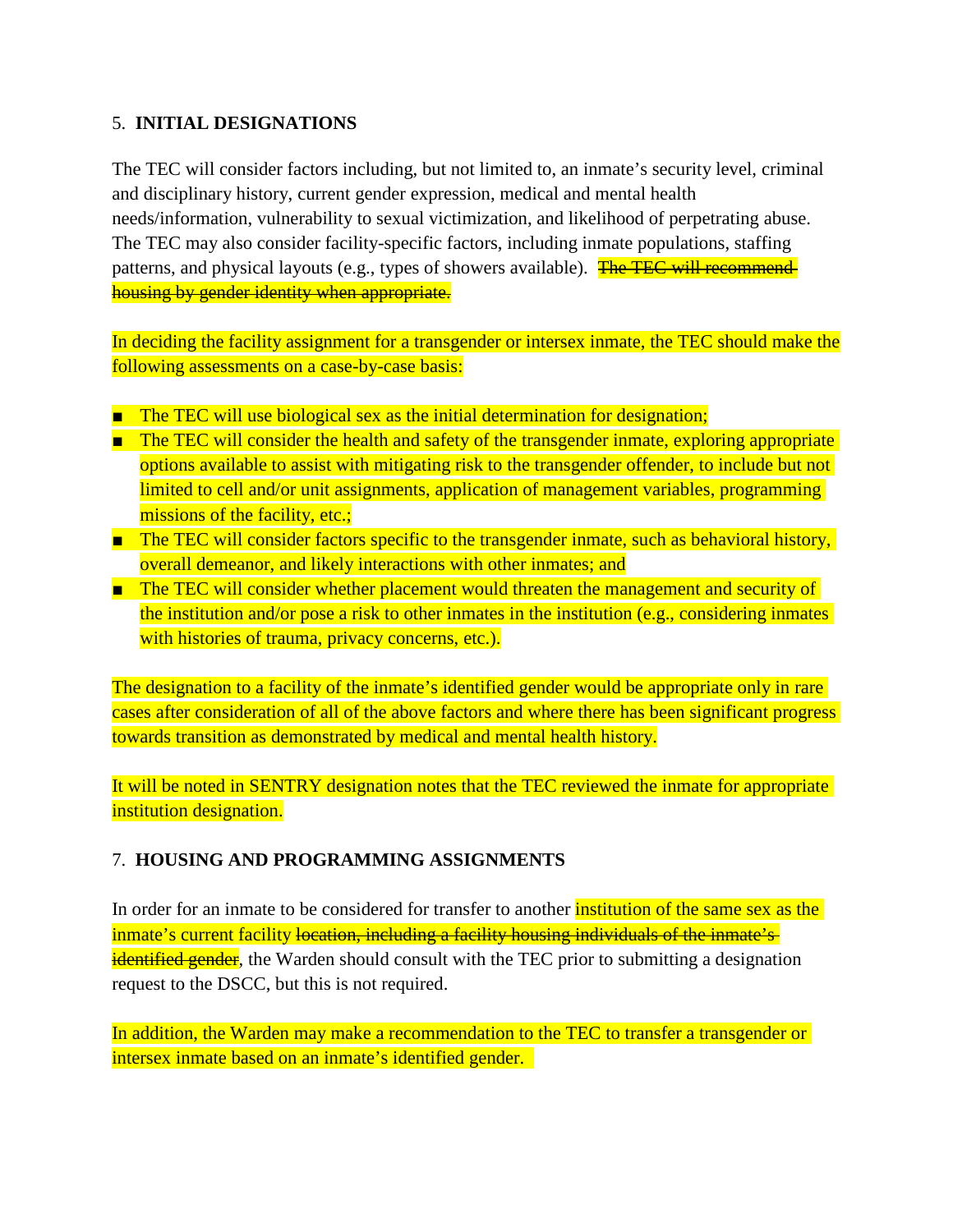5. **INITIAL DESIGNATIONS**

The TEC will consider factors including, but not limited to, an inmate's security level, criminal and disciplinary history, current gender expression, medical and mental health needs/information, vulnerability to sexual victimization, and likelihood of perpetrating abuse. The TEC may also consider facility-specific factors, including inmate populations, staffing patterns, and physical layouts (e.g., types of showers available). ~~The TEC will recommend housing by gender identity when appropriate.~~

In deciding the facility assignment for a transgender or intersex inmate, the TEC should make the following assessments on a case-by-case basis:

- The TEC will use biological sex as the initial determination for designation;
- The TEC will consider the health and safety of the transgender inmate, exploring appropriate options available to assist with mitigating risk to the transgender offender, to include but not limited to cell and/or unit assignments, application of management variables, programming missions of the facility, etc.;
- The TEC will consider factors specific to the transgender inmate, such as behavioral history, overall demeanor, and likely interactions with other inmates; and
- The TEC will consider whether placement would threaten the management and security of the institution and/or pose a risk to other inmates in the institution (e.g., considering inmates with histories of trauma, privacy concerns, etc.).

The designation to a facility of the inmate's identified gender would be appropriate only in rare cases after consideration of all of the above factors and where there has been significant progress towards transition as demonstrated by medical and mental health history.

It will be noted in SENTRY designation notes that the TEC reviewed the inmate for appropriate institution designation.

7. **HOUSING AND PROGRAMMING ASSIGNMENTS**

In order for an inmate to be considered for transfer to another institution of the same sex as the inmate's current facility ~~location, including a facility housing individuals of the inmate's identified gender~~, the Warden should consult with the TEC prior to submitting a designation request to the DSCC, but this is not required.

In addition, the Warden may make a recommendation to the TEC to transfer a transgender or intersex inmate based on an inmate's identified gender.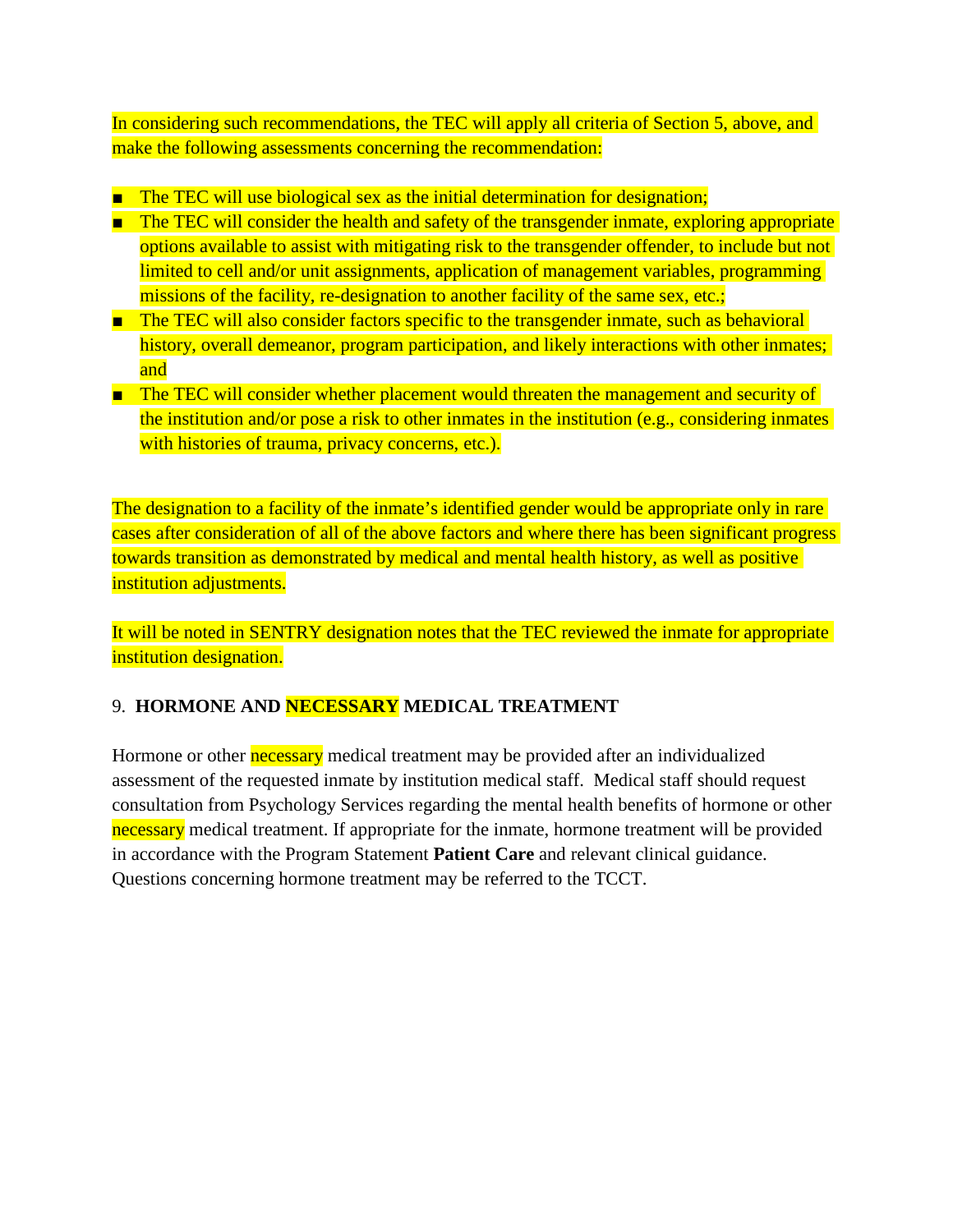In considering such recommendations, the TEC will apply all criteria of Section 5, above, and make the following assessments concerning the recommendation:

- The TEC will use biological sex as the initial determination for designation;
- The TEC will consider the health and safety of the transgender inmate, exploring appropriate options available to assist with mitigating risk to the transgender offender, to include but not limited to cell and/or unit assignments, application of management variables, programming missions of the facility, re-designation to another facility of the same sex, etc.;
- The TEC will also consider factors specific to the transgender inmate, such as behavioral history, overall demeanor, program participation, and likely interactions with other inmates; and
- The TEC will consider whether placement would threaten the management and security of the institution and/or pose a risk to other inmates in the institution (e.g., considering inmates with histories of trauma, privacy concerns, etc.).

The designation to a facility of the inmate's identified gender would be appropriate only in rare cases after consideration of all of the above factors and where there has been significant progress towards transition as demonstrated by medical and mental health history, as well as positive institution adjustments.

It will be noted in SENTRY designation notes that the TEC reviewed the inmate for appropriate institution designation.

## 9. HORMONE AND NECESSARY MEDICAL TREATMENT

Hormone or other necessary medical treatment may be provided after an individualized assessment of the requested inmate by institution medical staff. Medical staff should request consultation from Psychology Services regarding the mental health benefits of hormone or other necessary medical treatment. If appropriate for the inmate, hormone treatment will be provided in accordance with the Program Statement **Patient Care** and relevant clinical guidance. Questions concerning hormone treatment may be referred to the TCCT.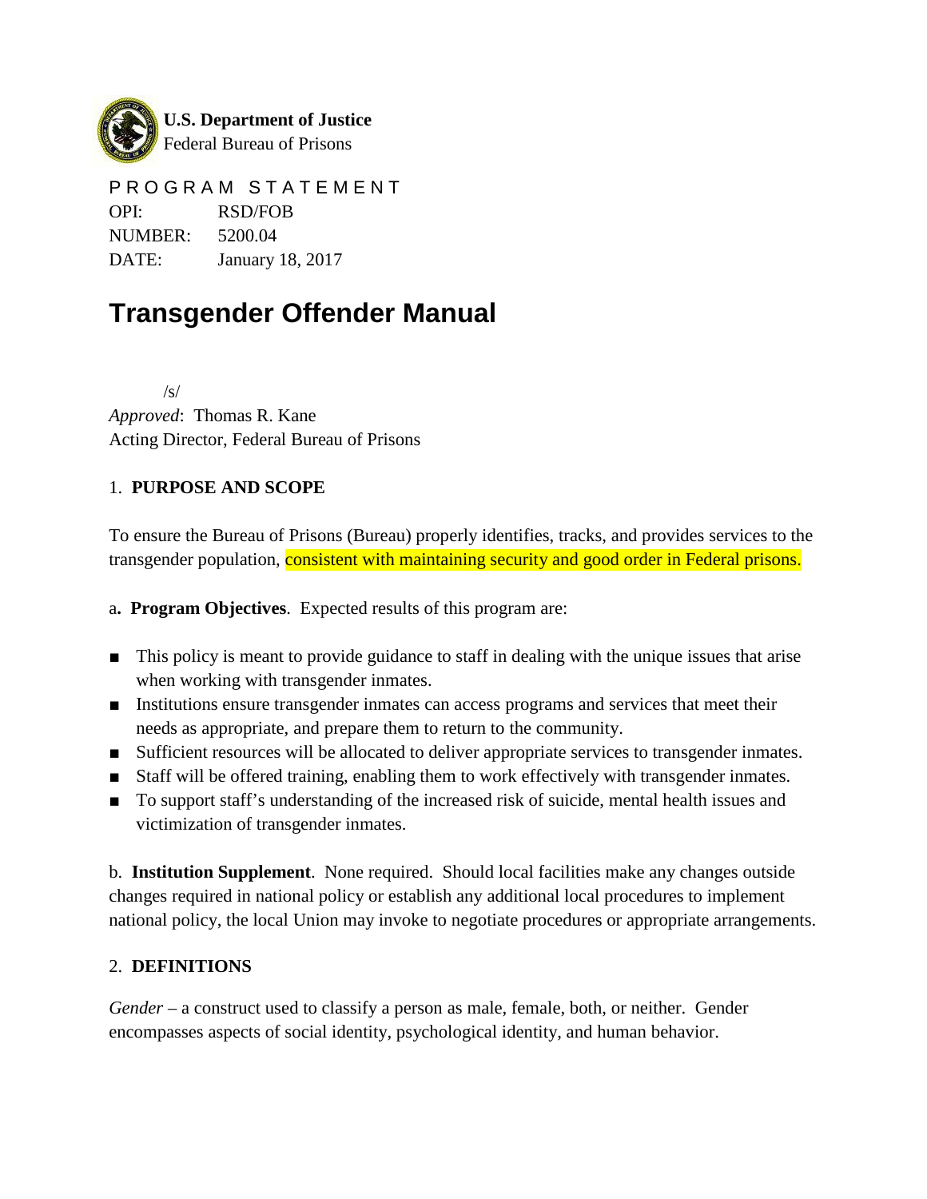**U.S. Department of Justice**
Federal Bureau of Prisons

PROGRAM STATEMENT

OPI: RSD/FOB
NUMBER: 5200.04
DATE: January 18, 2017

# Transgender Offender Manual

/s/
*Approved*: Thomas R. Kane
Acting Director, Federal Bureau of Prisons

## 1. PURPOSE AND SCOPE

To ensure the Bureau of Prisons (Bureau) properly identifies, tracks, and provides services to the transgender population, consistent with maintaining security and good order in Federal prisons.

a**. Program Objectives**. Expected results of this program are:

- This policy is meant to provide guidance to staff in dealing with the unique issues that arise when working with transgender inmates.
- Institutions ensure transgender inmates can access programs and services that meet their needs as appropriate, and prepare them to return to the community.
- Sufficient resources will be allocated to deliver appropriate services to transgender inmates.
- Staff will be offered training, enabling them to work effectively with transgender inmates.
- To support staff's understanding of the increased risk of suicide, mental health issues and victimization of transgender inmates.

b. **Institution Supplement**. None required. Should local facilities make any changes outside changes required in national policy or establish any additional local procedures to implement national policy, the local Union may invoke to negotiate procedures or appropriate arrangements.

## 2. DEFINITIONS

*Gender* – a construct used to classify a person as male, female, both, or neither. Gender encompasses aspects of social identity, psychological identity, and human behavior.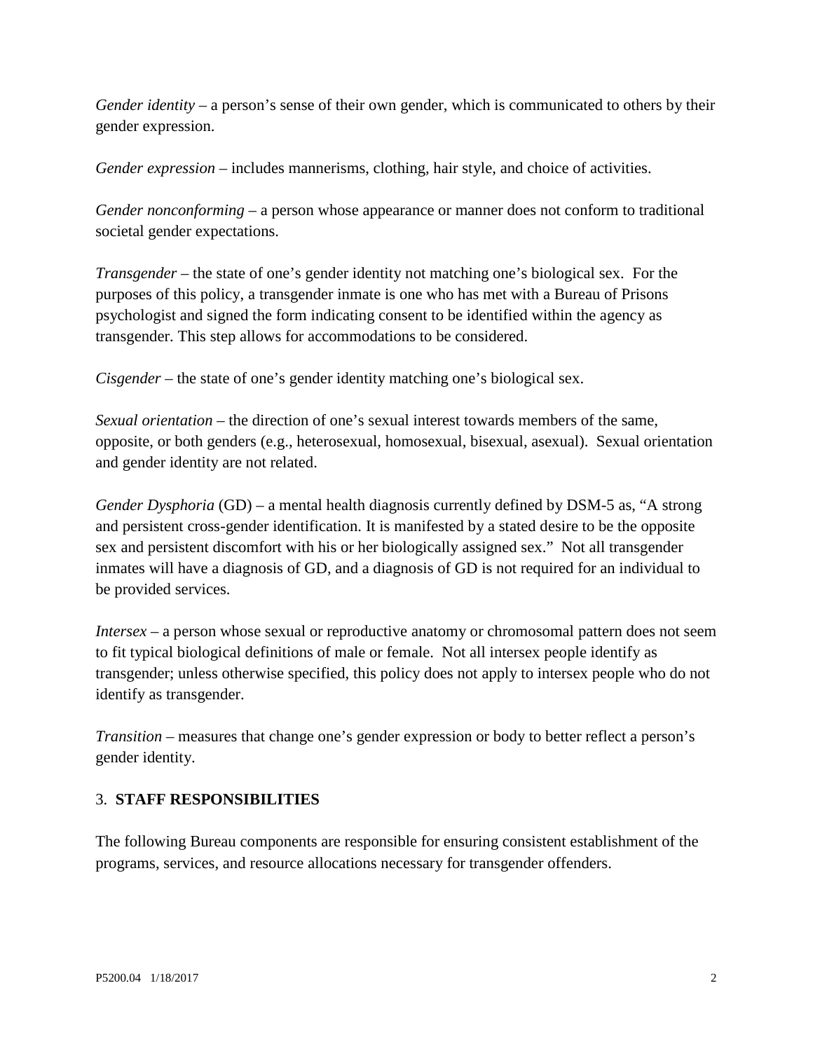*Gender identity* – a person's sense of their own gender, which is communicated to others by their gender expression.

*Gender expression* – includes mannerisms, clothing, hair style, and choice of activities.

*Gender nonconforming* – a person whose appearance or manner does not conform to traditional societal gender expectations.

*Transgender* – the state of one's gender identity not matching one's biological sex. For the purposes of this policy, a transgender inmate is one who has met with a Bureau of Prisons psychologist and signed the form indicating consent to be identified within the agency as transgender. This step allows for accommodations to be considered.

*Cisgender* – the state of one's gender identity matching one's biological sex.

*Sexual orientation* – the direction of one's sexual interest towards members of the same, opposite, or both genders (e.g., heterosexual, homosexual, bisexual, asexual). Sexual orientation and gender identity are not related.

*Gender Dysphoria* (GD) – a mental health diagnosis currently defined by DSM-5 as, "A strong and persistent cross-gender identification. It is manifested by a stated desire to be the opposite sex and persistent discomfort with his or her biologically assigned sex." Not all transgender inmates will have a diagnosis of GD, and a diagnosis of GD is not required for an individual to be provided services.

*Intersex* – a person whose sexual or reproductive anatomy or chromosomal pattern does not seem to fit typical biological definitions of male or female. Not all intersex people identify as transgender; unless otherwise specified, this policy does not apply to intersex people who do not identify as transgender.

*Transition* – measures that change one's gender expression or body to better reflect a person's gender identity.

## 3. **STAFF RESPONSIBILITIES**

The following Bureau components are responsible for ensuring consistent establishment of the programs, services, and resource allocations necessary for transgender offenders.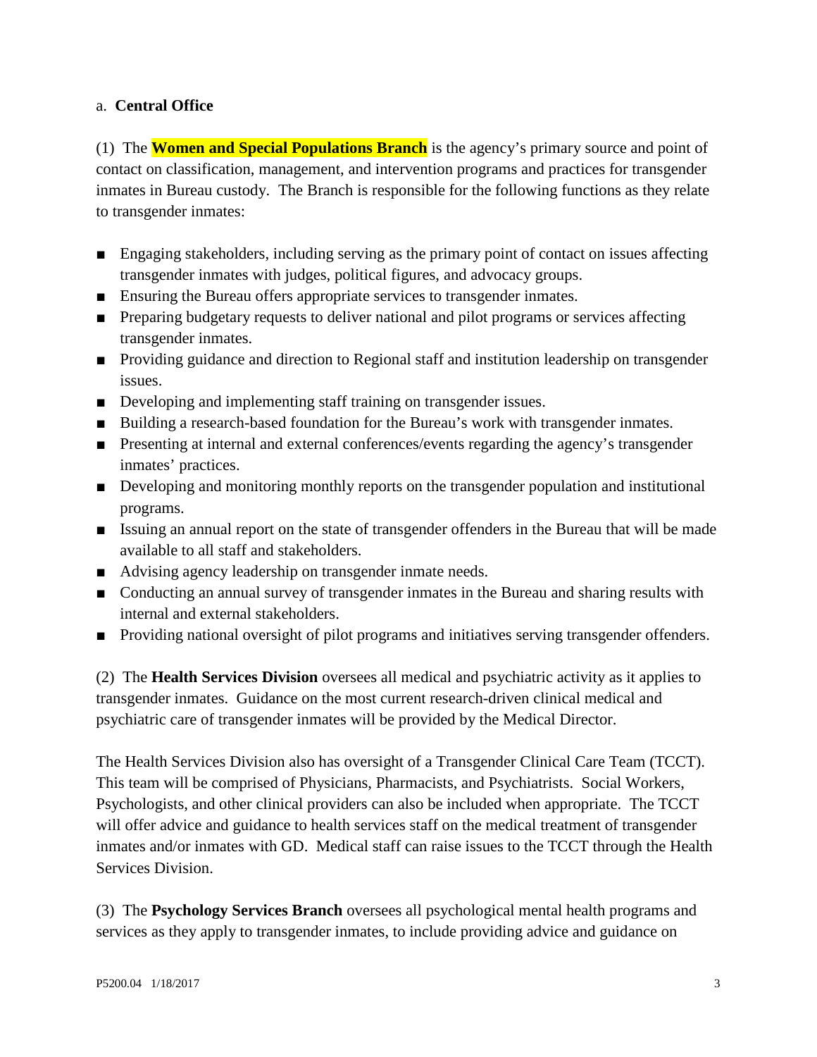a. **Central Office**

(1) The **Women and Special Populations Branch** is the agency's primary source and point of contact on classification, management, and intervention programs and practices for transgender inmates in Bureau custody. The Branch is responsible for the following functions as they relate to transgender inmates:

- Engaging stakeholders, including serving as the primary point of contact on issues affecting transgender inmates with judges, political figures, and advocacy groups.
- Ensuring the Bureau offers appropriate services to transgender inmates.
- Preparing budgetary requests to deliver national and pilot programs or services affecting transgender inmates.
- Providing guidance and direction to Regional staff and institution leadership on transgender issues.
- Developing and implementing staff training on transgender issues.
- Building a research-based foundation for the Bureau's work with transgender inmates.
- Presenting at internal and external conferences/events regarding the agency's transgender inmates' practices.
- Developing and monitoring monthly reports on the transgender population and institutional programs.
- Issuing an annual report on the state of transgender offenders in the Bureau that will be made available to all staff and stakeholders.
- Advising agency leadership on transgender inmate needs.
- Conducting an annual survey of transgender inmates in the Bureau and sharing results with internal and external stakeholders.
- Providing national oversight of pilot programs and initiatives serving transgender offenders.

(2) The **Health Services Division** oversees all medical and psychiatric activity as it applies to transgender inmates. Guidance on the most current research-driven clinical medical and psychiatric care of transgender inmates will be provided by the Medical Director.

The Health Services Division also has oversight of a Transgender Clinical Care Team (TCCT). This team will be comprised of Physicians, Pharmacists, and Psychiatrists. Social Workers, Psychologists, and other clinical providers can also be included when appropriate. The TCCT will offer advice and guidance to health services staff on the medical treatment of transgender inmates and/or inmates with GD. Medical staff can raise issues to the TCCT through the Health Services Division.

(3) The **Psychology Services Branch** oversees all psychological mental health programs and services as they apply to transgender inmates, to include providing advice and guidance on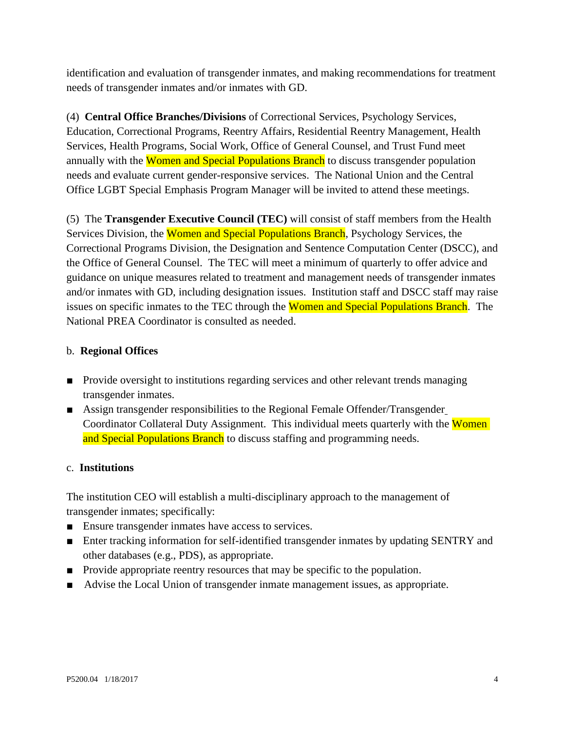identification and evaluation of transgender inmates, and making recommendations for treatment needs of transgender inmates and/or inmates with GD.

(4) **Central Office Branches/Divisions** of Correctional Services, Psychology Services, Education, Correctional Programs, Reentry Affairs, Residential Reentry Management, Health Services, Health Programs, Social Work, Office of General Counsel, and Trust Fund meet annually with the Women and Special Populations Branch to discuss transgender population needs and evaluate current gender-responsive services. The National Union and the Central Office LGBT Special Emphasis Program Manager will be invited to attend these meetings.

(5) The **Transgender Executive Council (TEC)** will consist of staff members from the Health Services Division, the Women and Special Populations Branch, Psychology Services, the Correctional Programs Division, the Designation and Sentence Computation Center (DSCC), and the Office of General Counsel. The TEC will meet a minimum of quarterly to offer advice and guidance on unique measures related to treatment and management needs of transgender inmates and/or inmates with GD, including designation issues. Institution staff and DSCC staff may raise issues on specific inmates to the TEC through the Women and Special Populations Branch. The National PREA Coordinator is consulted as needed.

b. **Regional Offices**

- Provide oversight to institutions regarding services and other relevant trends managing transgender inmates.
- Assign transgender responsibilities to the Regional Female Offender/Transgender Coordinator Collateral Duty Assignment. This individual meets quarterly with the Women and Special Populations Branch to discuss staffing and programming needs.

c. **Institutions**

The institution CEO will establish a multi-disciplinary approach to the management of transgender inmates; specifically:

- Ensure transgender inmates have access to services.
- Enter tracking information for self-identified transgender inmates by updating SENTRY and other databases (e.g., PDS), as appropriate.
- Provide appropriate reentry resources that may be specific to the population.
- Advise the Local Union of transgender inmate management issues, as appropriate.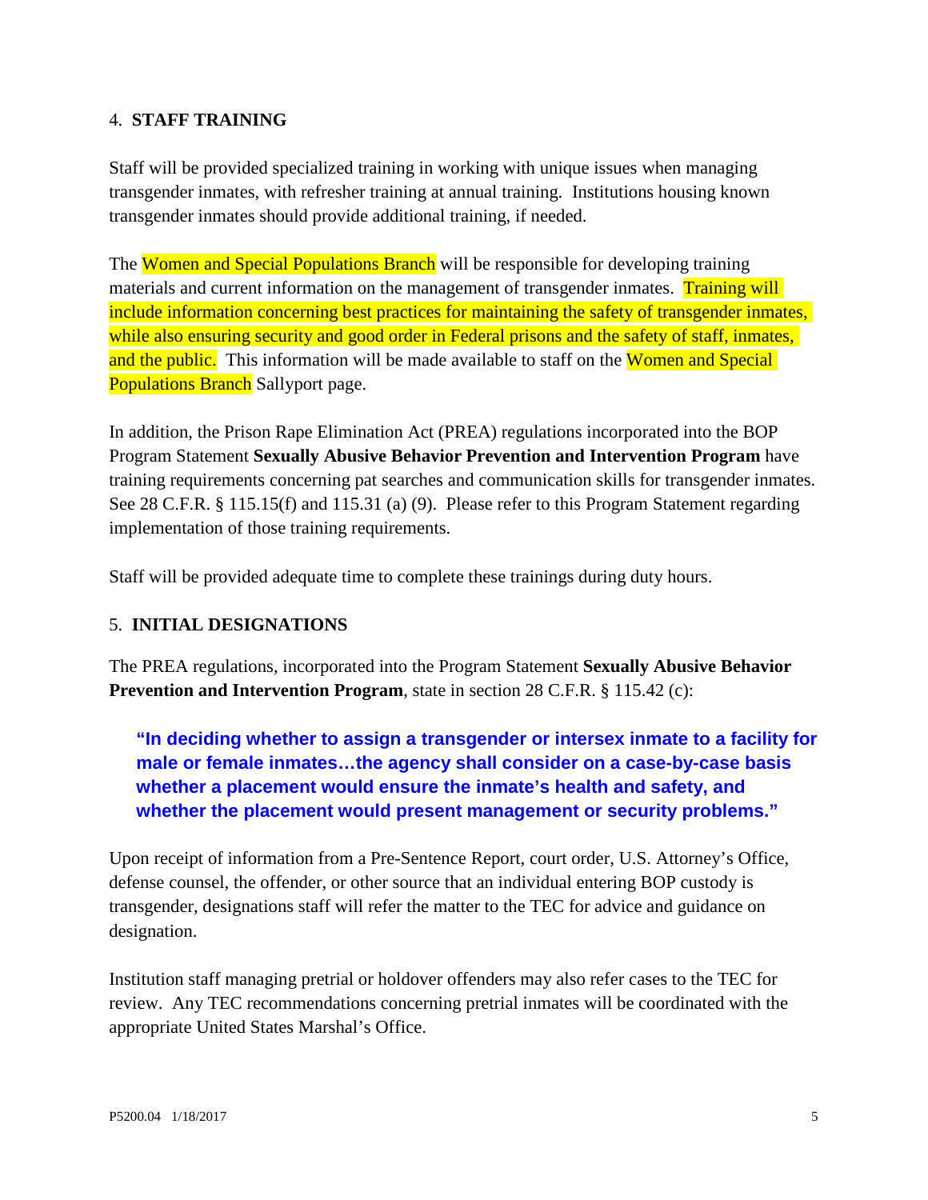## 4. STAFF TRAINING

Staff will be provided specialized training in working with unique issues when managing transgender inmates, with refresher training at annual training. Institutions housing known transgender inmates should provide additional training, if needed.

The Women and Special Populations Branch will be responsible for developing training materials and current information on the management of transgender inmates. Training will include information concerning best practices for maintaining the safety of transgender inmates, while also ensuring security and good order in Federal prisons and the safety of staff, inmates, and the public. This information will be made available to staff on the Women and Special Populations Branch Sallyport page.

In addition, the Prison Rape Elimination Act (PREA) regulations incorporated into the BOP Program Statement **Sexually Abusive Behavior Prevention and Intervention Program** have training requirements concerning pat searches and communication skills for transgender inmates. See 28 C.F.R. § 115.15(f) and 115.31 (a) (9). Please refer to this Program Statement regarding implementation of those training requirements.

Staff will be provided adequate time to complete these trainings during duty hours.

## 5. INITIAL DESIGNATIONS

The PREA regulations, incorporated into the Program Statement **Sexually Abusive Behavior Prevention and Intervention Program**, state in section 28 C.F.R. § 115.42 (c):

> **"In deciding whether to assign a transgender or intersex inmate to a facility for male or female inmates…the agency shall consider on a case-by-case basis whether a placement would ensure the inmate's health and safety, and whether the placement would present management or security problems."**

Upon receipt of information from a Pre-Sentence Report, court order, U.S. Attorney's Office, defense counsel, the offender, or other source that an individual entering BOP custody is transgender, designations staff will refer the matter to the TEC for advice and guidance on designation.

Institution staff managing pretrial or holdover offenders may also refer cases to the TEC for review. Any TEC recommendations concerning pretrial inmates will be coordinated with the appropriate United States Marshal's Office.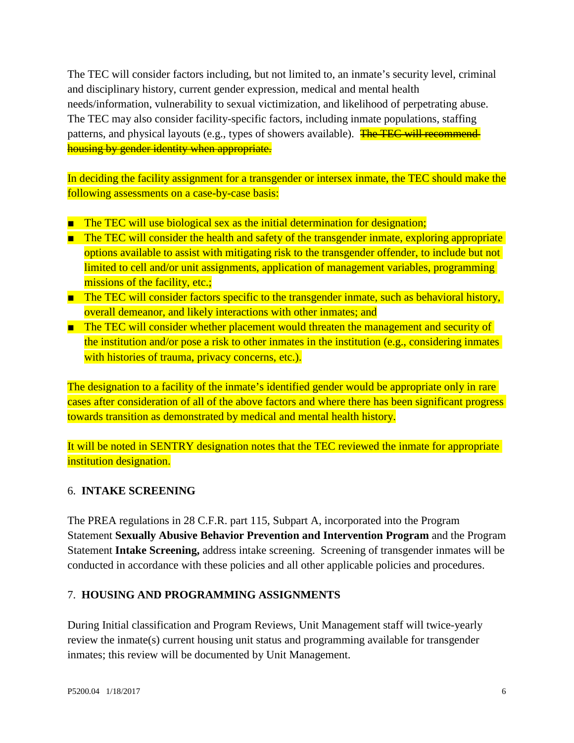The TEC will consider factors including, but not limited to, an inmate's security level, criminal and disciplinary history, current gender expression, medical and mental health needs/information, vulnerability to sexual victimization, and likelihood of perpetrating abuse. The TEC may also consider facility-specific factors, including inmate populations, staffing patterns, and physical layouts (e.g., types of showers available). ~~The TEC will recommend housing by gender identity when appropriate.~~

In deciding the facility assignment for a transgender or intersex inmate, the TEC should make the following assessments on a case-by-case basis:

- The TEC will use biological sex as the initial determination for designation;
- The TEC will consider the health and safety of the transgender inmate, exploring appropriate options available to assist with mitigating risk to the transgender offender, to include but not limited to cell and/or unit assignments, application of management variables, programming missions of the facility, etc.;
- The TEC will consider factors specific to the transgender inmate, such as behavioral history, overall demeanor, and likely interactions with other inmates; and
- The TEC will consider whether placement would threaten the management and security of the institution and/or pose a risk to other inmates in the institution (e.g., considering inmates with histories of trauma, privacy concerns, etc.).

The designation to a facility of the inmate's identified gender would be appropriate only in rare cases after consideration of all of the above factors and where there has been significant progress towards transition as demonstrated by medical and mental health history.

It will be noted in SENTRY designation notes that the TEC reviewed the inmate for appropriate institution designation.

## 6. INTAKE SCREENING

The PREA regulations in 28 C.F.R. part 115, Subpart A, incorporated into the Program Statement **Sexually Abusive Behavior Prevention and Intervention Program** and the Program Statement **Intake Screening,** address intake screening. Screening of transgender inmates will be conducted in accordance with these policies and all other applicable policies and procedures.

## 7. HOUSING AND PROGRAMMING ASSIGNMENTS

During Initial classification and Program Reviews, Unit Management staff will twice-yearly review the inmate(s) current housing unit status and programming available for transgender inmates; this review will be documented by Unit Management.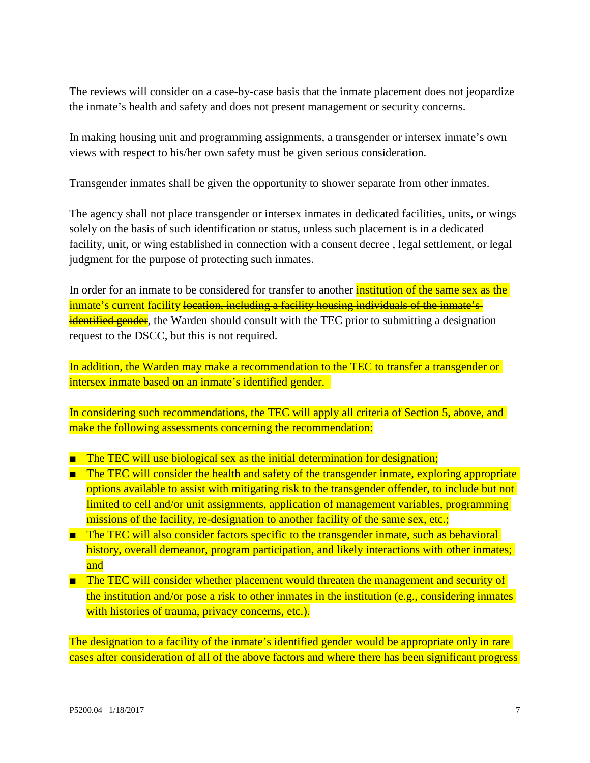The reviews will consider on a case-by-case basis that the inmate placement does not jeopardize the inmate's health and safety and does not present management or security concerns.

In making housing unit and programming assignments, a transgender or intersex inmate's own views with respect to his/her own safety must be given serious consideration.

Transgender inmates shall be given the opportunity to shower separate from other inmates.

The agency shall not place transgender or intersex inmates in dedicated facilities, units, or wings solely on the basis of such identification or status, unless such placement is in a dedicated facility, unit, or wing established in connection with a consent decree , legal settlement, or legal judgment for the purpose of protecting such inmates.

In order for an inmate to be considered for transfer to another institution of the same sex as the inmate's current facility ~~location, including a facility housing individuals of the inmate's identified gender~~, the Warden should consult with the TEC prior to submitting a designation request to the DSCC, but this is not required.

In addition, the Warden may make a recommendation to the TEC to transfer a transgender or intersex inmate based on an inmate's identified gender.

In considering such recommendations, the TEC will apply all criteria of Section 5, above, and make the following assessments concerning the recommendation:

- The TEC will use biological sex as the initial determination for designation;
- The TEC will consider the health and safety of the transgender inmate, exploring appropriate options available to assist with mitigating risk to the transgender offender, to include but not limited to cell and/or unit assignments, application of management variables, programming missions of the facility, re-designation to another facility of the same sex, etc.;
- The TEC will also consider factors specific to the transgender inmate, such as behavioral history, overall demeanor, program participation, and likely interactions with other inmates; and
- The TEC will consider whether placement would threaten the management and security of the institution and/or pose a risk to other inmates in the institution (e.g., considering inmates with histories of trauma, privacy concerns, etc.).

The designation to a facility of the inmate's identified gender would be appropriate only in rare cases after consideration of all of the above factors and where there has been significant progress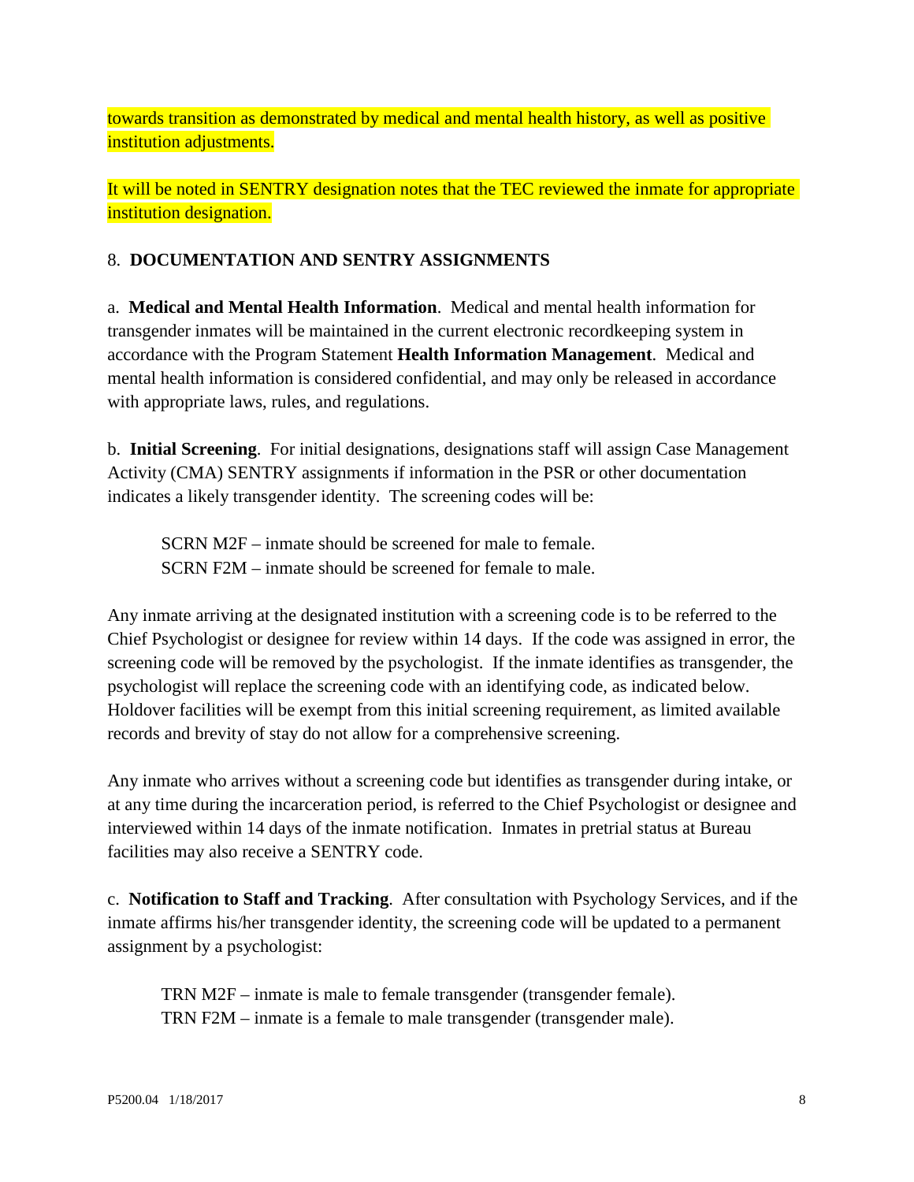towards transition as demonstrated by medical and mental health history, as well as positive institution adjustments.

It will be noted in SENTRY designation notes that the TEC reviewed the inmate for appropriate institution designation.

8. **DOCUMENTATION AND SENTRY ASSIGNMENTS**

a. **Medical and Mental Health Information**. Medical and mental health information for transgender inmates will be maintained in the current electronic recordkeeping system in accordance with the Program Statement **Health Information Management**. Medical and mental health information is considered confidential, and may only be released in accordance with appropriate laws, rules, and regulations.

b. **Initial Screening**. For initial designations, designations staff will assign Case Management Activity (CMA) SENTRY assignments if information in the PSR or other documentation indicates a likely transgender identity. The screening codes will be:

SCRN M2F – inmate should be screened for male to female.
SCRN F2M – inmate should be screened for female to male.

Any inmate arriving at the designated institution with a screening code is to be referred to the Chief Psychologist or designee for review within 14 days. If the code was assigned in error, the screening code will be removed by the psychologist. If the inmate identifies as transgender, the psychologist will replace the screening code with an identifying code, as indicated below. Holdover facilities will be exempt from this initial screening requirement, as limited available records and brevity of stay do not allow for a comprehensive screening.

Any inmate who arrives without a screening code but identifies as transgender during intake, or at any time during the incarceration period, is referred to the Chief Psychologist or designee and interviewed within 14 days of the inmate notification. Inmates in pretrial status at Bureau facilities may also receive a SENTRY code.

c. **Notification to Staff and Tracking**. After consultation with Psychology Services, and if the inmate affirms his/her transgender identity, the screening code will be updated to a permanent assignment by a psychologist:

TRN M2F – inmate is male to female transgender (transgender female).
TRN F2M – inmate is a female to male transgender (transgender male).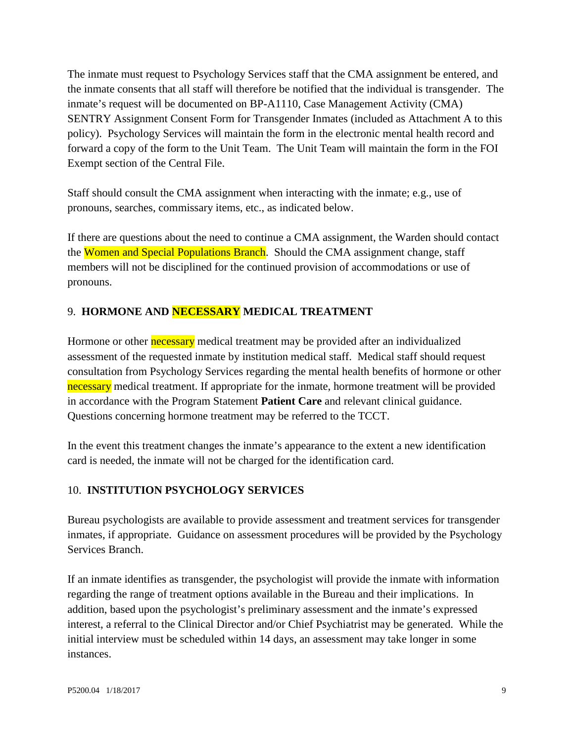The inmate must request to Psychology Services staff that the CMA assignment be entered, and the inmate consents that all staff will therefore be notified that the individual is transgender. The inmate's request will be documented on BP-A1110, Case Management Activity (CMA) SENTRY Assignment Consent Form for Transgender Inmates (included as Attachment A to this policy). Psychology Services will maintain the form in the electronic mental health record and forward a copy of the form to the Unit Team. The Unit Team will maintain the form in the FOI Exempt section of the Central File.

Staff should consult the CMA assignment when interacting with the inmate; e.g., use of pronouns, searches, commissary items, etc., as indicated below.

If there are questions about the need to continue a CMA assignment, the Warden should contact the Women and Special Populations Branch. Should the CMA assignment change, staff members will not be disciplined for the continued provision of accommodations or use of pronouns.

## 9. HORMONE AND NECESSARY MEDICAL TREATMENT

Hormone or other necessary medical treatment may be provided after an individualized assessment of the requested inmate by institution medical staff. Medical staff should request consultation from Psychology Services regarding the mental health benefits of hormone or other necessary medical treatment. If appropriate for the inmate, hormone treatment will be provided in accordance with the Program Statement **Patient Care** and relevant clinical guidance. Questions concerning hormone treatment may be referred to the TCCT.

In the event this treatment changes the inmate's appearance to the extent a new identification card is needed, the inmate will not be charged for the identification card.

## 10. INSTITUTION PSYCHOLOGY SERVICES

Bureau psychologists are available to provide assessment and treatment services for transgender inmates, if appropriate. Guidance on assessment procedures will be provided by the Psychology Services Branch.

If an inmate identifies as transgender, the psychologist will provide the inmate with information regarding the range of treatment options available in the Bureau and their implications. In addition, based upon the psychologist's preliminary assessment and the inmate's expressed interest, a referral to the Clinical Director and/or Chief Psychiatrist may be generated. While the initial interview must be scheduled within 14 days, an assessment may take longer in some instances.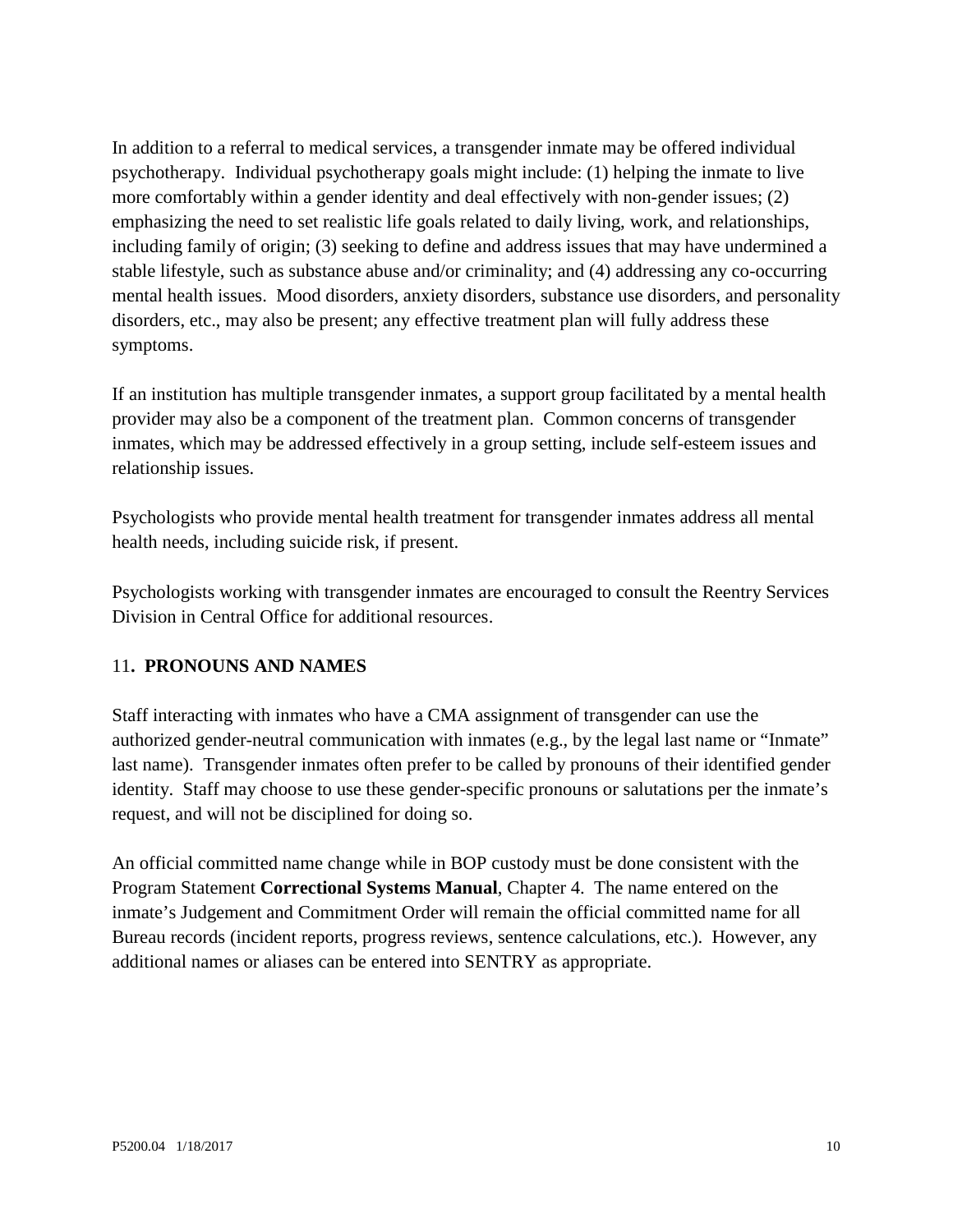In addition to a referral to medical services, a transgender inmate may be offered individual psychotherapy. Individual psychotherapy goals might include: (1) helping the inmate to live more comfortably within a gender identity and deal effectively with non-gender issues; (2) emphasizing the need to set realistic life goals related to daily living, work, and relationships, including family of origin; (3) seeking to define and address issues that may have undermined a stable lifestyle, such as substance abuse and/or criminality; and (4) addressing any co-occurring mental health issues. Mood disorders, anxiety disorders, substance use disorders, and personality disorders, etc., may also be present; any effective treatment plan will fully address these symptoms.

If an institution has multiple transgender inmates, a support group facilitated by a mental health provider may also be a component of the treatment plan. Common concerns of transgender inmates, which may be addressed effectively in a group setting, include self-esteem issues and relationship issues.

Psychologists who provide mental health treatment for transgender inmates address all mental health needs, including suicide risk, if present.

Psychologists working with transgender inmates are encouraged to consult the Reentry Services Division in Central Office for additional resources.

## 11. PRONOUNS AND NAMES

Staff interacting with inmates who have a CMA assignment of transgender can use the authorized gender-neutral communication with inmates (e.g., by the legal last name or "Inmate" last name). Transgender inmates often prefer to be called by pronouns of their identified gender identity. Staff may choose to use these gender-specific pronouns or salutations per the inmate's request, and will not be disciplined for doing so.

An official committed name change while in BOP custody must be done consistent with the Program Statement **Correctional Systems Manual**, Chapter 4. The name entered on the inmate's Judgement and Commitment Order will remain the official committed name for all Bureau records (incident reports, progress reviews, sentence calculations, etc.). However, any additional names or aliases can be entered into SENTRY as appropriate.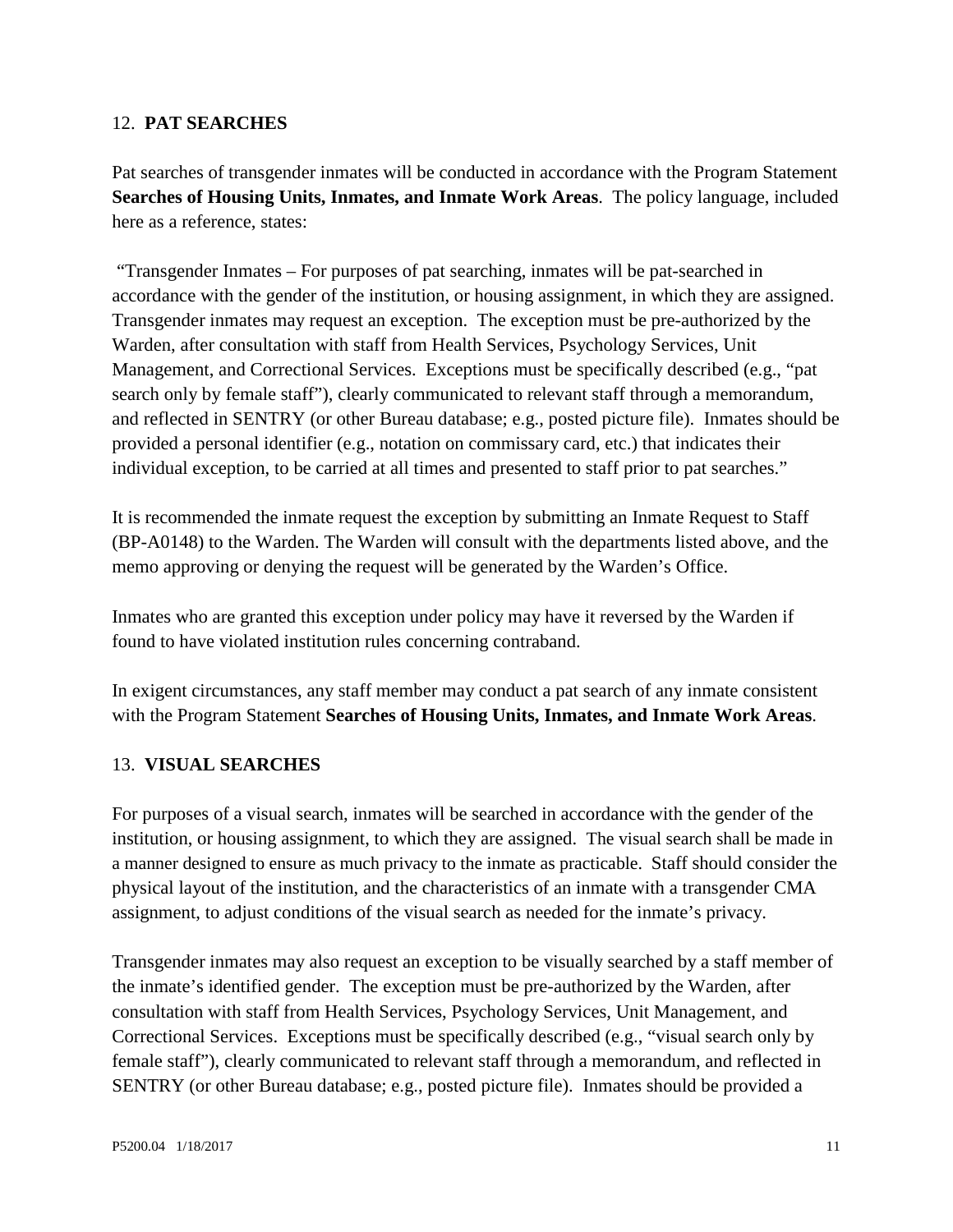## 12. **PAT SEARCHES**

Pat searches of transgender inmates will be conducted in accordance with the Program Statement **Searches of Housing Units, Inmates, and Inmate Work Areas**. The policy language, included here as a reference, states:

"Transgender Inmates – For purposes of pat searching, inmates will be pat-searched in accordance with the gender of the institution, or housing assignment, in which they are assigned. Transgender inmates may request an exception. The exception must be pre-authorized by the Warden, after consultation with staff from Health Services, Psychology Services, Unit Management, and Correctional Services. Exceptions must be specifically described (e.g., "pat search only by female staff"), clearly communicated to relevant staff through a memorandum, and reflected in SENTRY (or other Bureau database; e.g., posted picture file). Inmates should be provided a personal identifier (e.g., notation on commissary card, etc.) that indicates their individual exception, to be carried at all times and presented to staff prior to pat searches."

It is recommended the inmate request the exception by submitting an Inmate Request to Staff (BP-A0148) to the Warden. The Warden will consult with the departments listed above, and the memo approving or denying the request will be generated by the Warden's Office.

Inmates who are granted this exception under policy may have it reversed by the Warden if found to have violated institution rules concerning contraband.

In exigent circumstances, any staff member may conduct a pat search of any inmate consistent with the Program Statement **Searches of Housing Units, Inmates, and Inmate Work Areas**.

## 13. **VISUAL SEARCHES**

For purposes of a visual search, inmates will be searched in accordance with the gender of the institution, or housing assignment, to which they are assigned. The visual search shall be made in a manner designed to ensure as much privacy to the inmate as practicable. Staff should consider the physical layout of the institution, and the characteristics of an inmate with a transgender CMA assignment, to adjust conditions of the visual search as needed for the inmate's privacy.

Transgender inmates may also request an exception to be visually searched by a staff member of the inmate's identified gender. The exception must be pre-authorized by the Warden, after consultation with staff from Health Services, Psychology Services, Unit Management, and Correctional Services. Exceptions must be specifically described (e.g., "visual search only by female staff"), clearly communicated to relevant staff through a memorandum, and reflected in SENTRY (or other Bureau database; e.g., posted picture file). Inmates should be provided a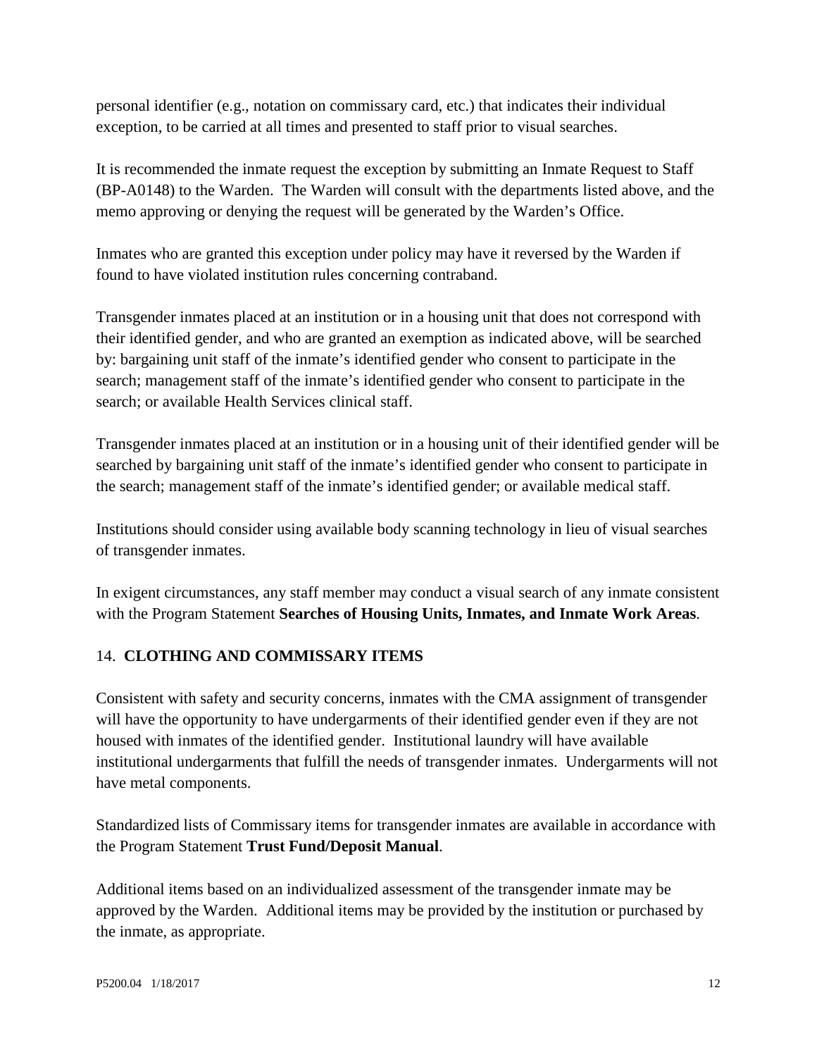personal identifier (e.g., notation on commissary card, etc.) that indicates their individual exception, to be carried at all times and presented to staff prior to visual searches.

It is recommended the inmate request the exception by submitting an Inmate Request to Staff (BP-A0148) to the Warden. The Warden will consult with the departments listed above, and the memo approving or denying the request will be generated by the Warden's Office.

Inmates who are granted this exception under policy may have it reversed by the Warden if found to have violated institution rules concerning contraband.

Transgender inmates placed at an institution or in a housing unit that does not correspond with their identified gender, and who are granted an exemption as indicated above, will be searched by: bargaining unit staff of the inmate's identified gender who consent to participate in the search; management staff of the inmate's identified gender who consent to participate in the search; or available Health Services clinical staff.

Transgender inmates placed at an institution or in a housing unit of their identified gender will be searched by bargaining unit staff of the inmate's identified gender who consent to participate in the search; management staff of the inmate's identified gender; or available medical staff.

Institutions should consider using available body scanning technology in lieu of visual searches of transgender inmates.

In exigent circumstances, any staff member may conduct a visual search of any inmate consistent with the Program Statement **Searches of Housing Units, Inmates, and Inmate Work Areas**.

## 14. CLOTHING AND COMMISSARY ITEMS

Consistent with safety and security concerns, inmates with the CMA assignment of transgender will have the opportunity to have undergarments of their identified gender even if they are not housed with inmates of the identified gender. Institutional laundry will have available institutional undergarments that fulfill the needs of transgender inmates. Undergarments will not have metal components.

Standardized lists of Commissary items for transgender inmates are available in accordance with the Program Statement **Trust Fund/Deposit Manual**.

Additional items based on an individualized assessment of the transgender inmate may be approved by the Warden. Additional items may be provided by the institution or purchased by the inmate, as appropriate.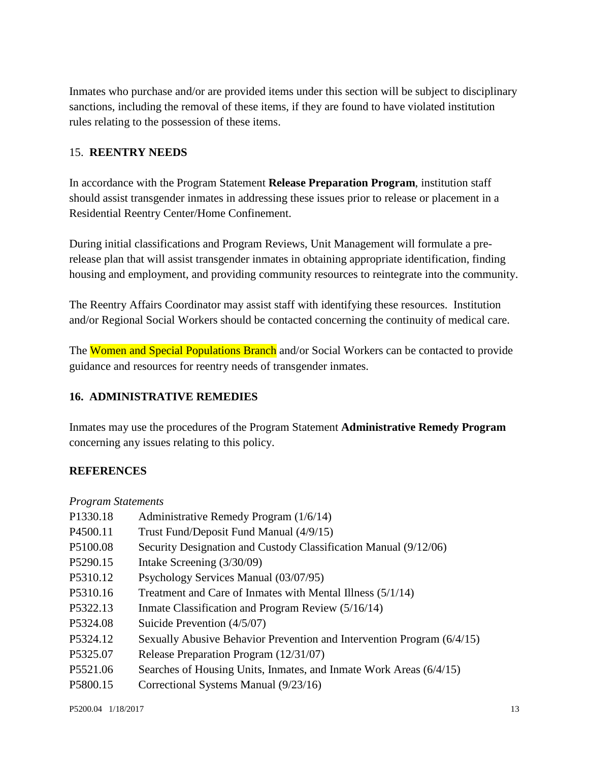Inmates who purchase and/or are provided items under this section will be subject to disciplinary sanctions, including the removal of these items, if they are found to have violated institution rules relating to the possession of these items.

## 15. **REENTRY NEEDS**

In accordance with the Program Statement **Release Preparation Program**, institution staff should assist transgender inmates in addressing these issues prior to release or placement in a Residential Reentry Center/Home Confinement.

During initial classifications and Program Reviews, Unit Management will formulate a pre-release plan that will assist transgender inmates in obtaining appropriate identification, finding housing and employment, and providing community resources to reintegrate into the community.

The Reentry Affairs Coordinator may assist staff with identifying these resources. Institution and/or Regional Social Workers should be contacted concerning the continuity of medical care.

The Women and Special Populations Branch and/or Social Workers can be contacted to provide guidance and resources for reentry needs of transgender inmates.

## 16. ADMINISTRATIVE REMEDIES

Inmates may use the procedures of the Program Statement **Administrative Remedy Program** concerning any issues relating to this policy.

## REFERENCES

*Program Statements*

| | |
|---|---|
| P1330.18 | Administrative Remedy Program (1/6/14) |
| P4500.11 | Trust Fund/Deposit Fund Manual (4/9/15) |
| P5100.08 | Security Designation and Custody Classification Manual (9/12/06) |
| P5290.15 | Intake Screening (3/30/09) |
| P5310.12 | Psychology Services Manual (03/07/95) |
| P5310.16 | Treatment and Care of Inmates with Mental Illness (5/1/14) |
| P5322.13 | Inmate Classification and Program Review (5/16/14) |
| P5324.08 | Suicide Prevention (4/5/07) |
| P5324.12 | Sexually Abusive Behavior Prevention and Intervention Program (6/4/15) |
| P5325.07 | Release Preparation Program (12/31/07) |
| P5521.06 | Searches of Housing Units, Inmates, and Inmate Work Areas (6/4/15) |
| P5800.15 | Correctional Systems Manual (9/23/16) |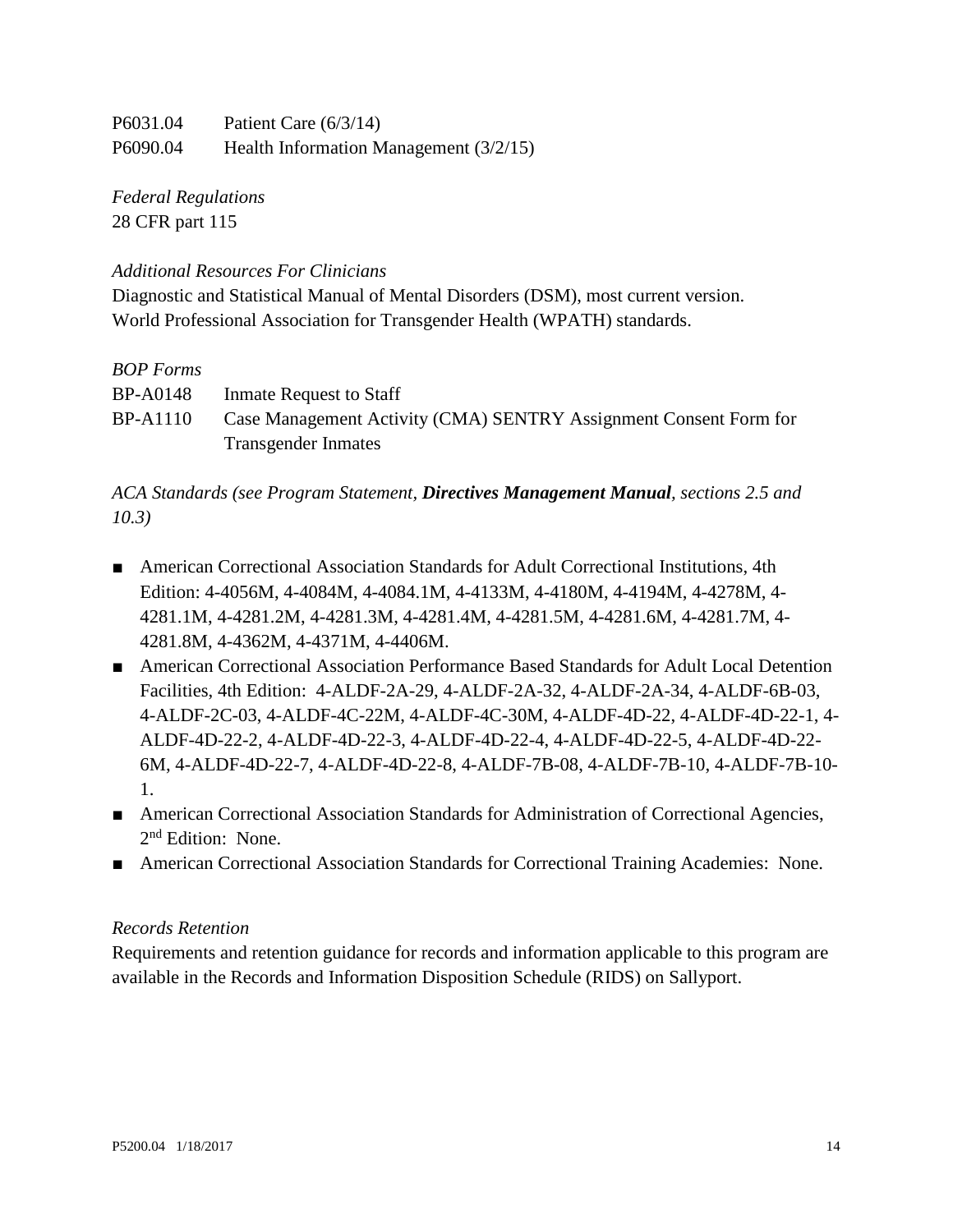| | |
|---|---|
| P6031.04 | Patient Care (6/3/14) |
| P6090.04 | Health Information Management (3/2/15) |

*Federal Regulations*
28 CFR part 115

*Additional Resources For Clinicians*
Diagnostic and Statistical Manual of Mental Disorders (DSM), most current version.
World Professional Association for Transgender Health (WPATH) standards.

*BOP Forms*

| | |
|---|---|
| BP-A0148 | Inmate Request to Staff |
| BP-A1110 | Case Management Activity (CMA) SENTRY Assignment Consent Form for Transgender Inmates |

*ACA Standards (see Program Statement, **Directives Management Manual**, sections 2.5 and 10.3)*

- American Correctional Association Standards for Adult Correctional Institutions, 4th Edition: 4-4056M, 4-4084M, 4-4084.1M, 4-4133M, 4-4180M, 4-4194M, 4-4278M, 4-4281.1M, 4-4281.2M, 4-4281.3M, 4-4281.4M, 4-4281.5M, 4-4281.6M, 4-4281.7M, 4-4281.8M, 4-4362M, 4-4371M, 4-4406M.
- American Correctional Association Performance Based Standards for Adult Local Detention Facilities, 4th Edition: 4-ALDF-2A-29, 4-ALDF-2A-32, 4-ALDF-2A-34, 4-ALDF-6B-03, 4-ALDF-2C-03, 4-ALDF-4C-22M, 4-ALDF-4C-30M, 4-ALDF-4D-22, 4-ALDF-4D-22-1, 4-ALDF-4D-22-2, 4-ALDF-4D-22-3, 4-ALDF-4D-22-4, 4-ALDF-4D-22-5, 4-ALDF-4D-22-6M, 4-ALDF-4D-22-7, 4-ALDF-4D-22-8, 4-ALDF-7B-08, 4-ALDF-7B-10, 4-ALDF-7B-10-1.
- American Correctional Association Standards for Administration of Correctional Agencies, 2nd Edition: None.
- American Correctional Association Standards for Correctional Training Academies: None.

*Records Retention*
Requirements and retention guidance for records and information applicable to this program are available in the Records and Information Disposition Schedule (RIDS) on Sallyport.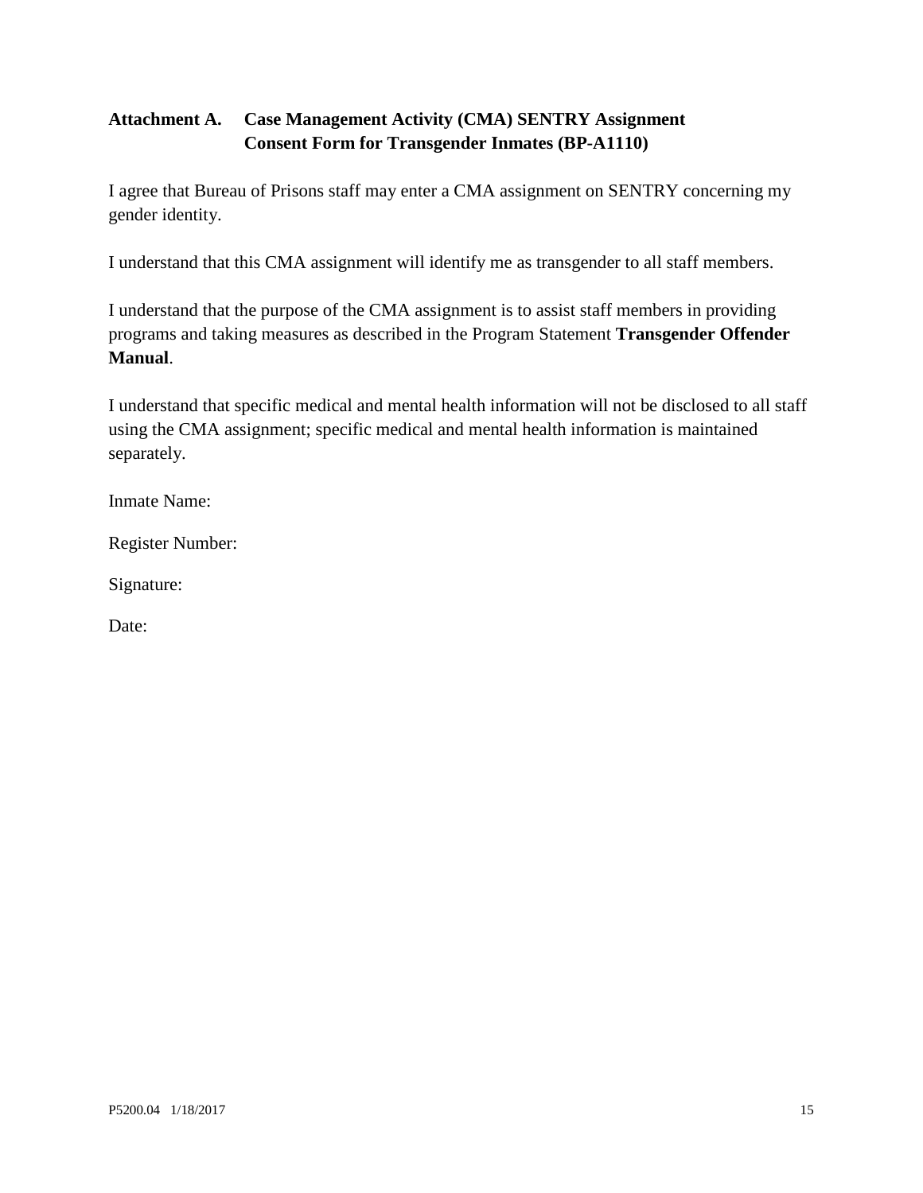**Attachment A. Case Management Activity (CMA) SENTRY Assignment Consent Form for Transgender Inmates (BP-A1110)**

I agree that Bureau of Prisons staff may enter a CMA assignment on SENTRY concerning my gender identity.

I understand that this CMA assignment will identify me as transgender to all staff members.

I understand that the purpose of the CMA assignment is to assist staff members in providing programs and taking measures as described in the Program Statement **Transgender Offender Manual**.

I understand that specific medical and mental health information will not be disclosed to all staff using the CMA assignment; specific medical and mental health information is maintained separately.

Inmate Name:

Register Number:

Signature:

Date: